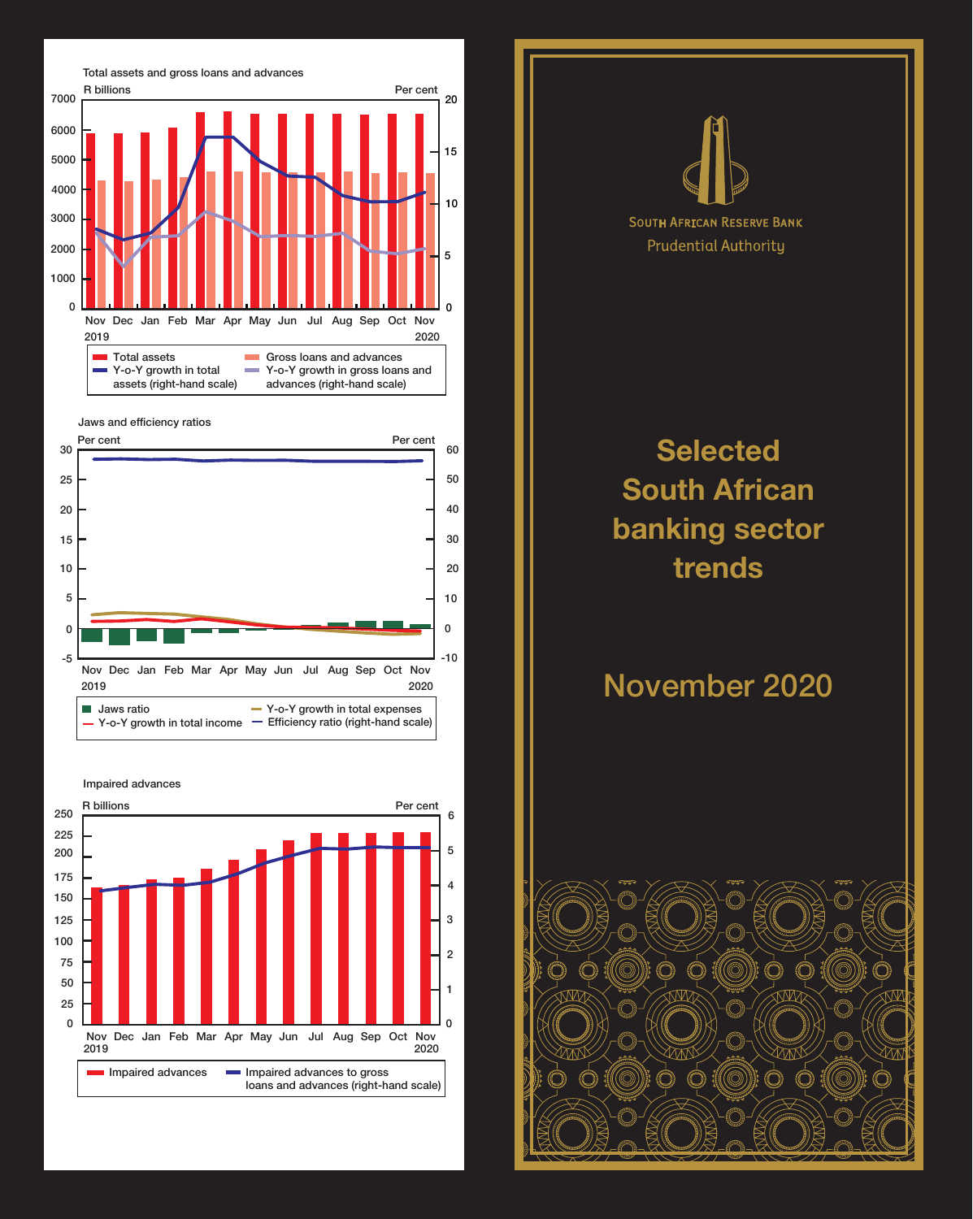# Selected South African banking sector trends

## November 2020

South African Reserve Bank
Prudential Authority

### Total assets and gross loans and advances

R billions | Per cent

Nov 2019 – Nov 2020

- Total assets
- Gross loans and advances
- Y-o-Y growth in total assets (right-hand scale)
- Y-o-Y growth in gross loans and advances (right-hand scale)

### Jaws and efficiency ratios

Per cent | Per cent

Nov 2019 – Nov 2020

- Jaws ratio
- Y-o-Y growth in total income
- Y-o-Y growth in total expenses
- Efficiency ratio (right-hand scale)

### Impaired advances

R billions | Per cent

Nov 2019 – Nov 2020

- Impaired advances
- Impaired advances to gross loans and advances (right-hand scale)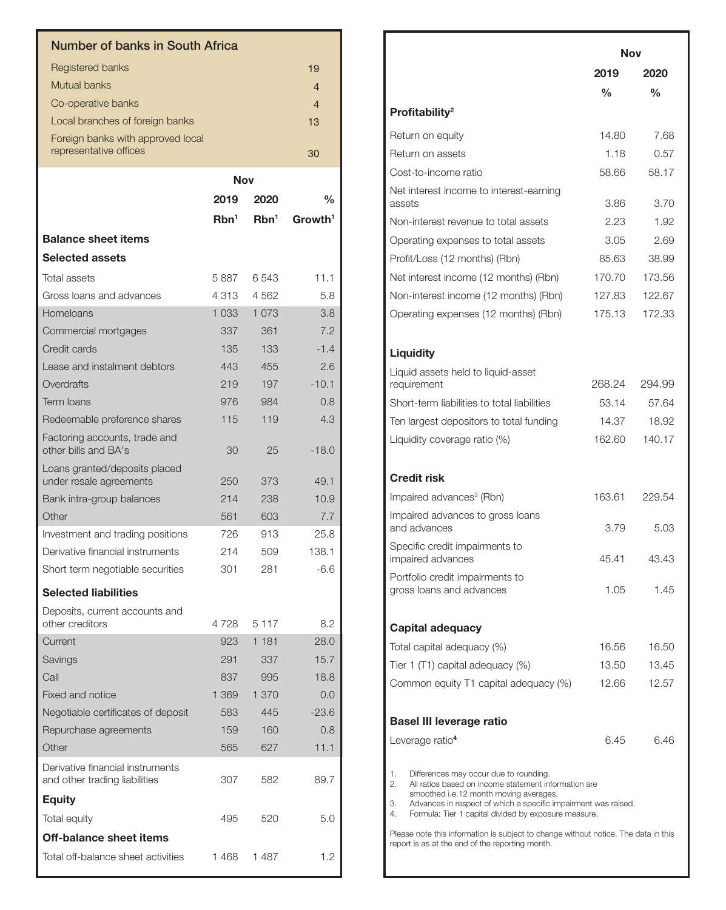## Number of banks in South Africa

| | |
|---|---|
| Registered banks | 19 |
| Mutual banks | 4 |
| Co-operative banks | 4 |
| Local branches of foreign banks | 13 |
| Foreign banks with approved local representative offices | 30 |

| | Nov 2019 Rbn[1] | Nov 2020 Rbn[1] | % Growth[1] |
|---|---|---|---|
| **Balance sheet items** | | | |
| **Selected assets** | | | |
| Total assets | 5 887 | 6 543 | 11.1 |
| Gross loans and advances | 4 313 | 4 562 | 5.8 |
| Homeloans | 1 033 | 1 073 | 3.8 |
| Commercial mortgages | 337 | 361 | 7.2 |
| Credit cards | 135 | 133 | -1.4 |
| Lease and instalment debtors | 443 | 455 | 2.6 |
| Overdrafts | 219 | 197 | -10.1 |
| Term loans | 976 | 984 | 0.8 |
| Redeemable preference shares | 115 | 119 | 4.3 |
| Factoring accounts, trade and other bills and BA's | 30 | 25 | -18.0 |
| Loans granted/deposits placed under resale agreements | 250 | 373 | 49.1 |
| Bank intra-group balances | 214 | 238 | 10.9 |
| Other | 561 | 603 | 7.7 |
| Investment and trading positions | 726 | 913 | 25.8 |
| Derivative financial instruments | 214 | 509 | 138.1 |
| Short term negotiable securities | 301 | 281 | -6.6 |
| **Selected liabilities** | | | |
| Deposits, current accounts and other creditors | 4 728 | 5 117 | 8.2 |
| Current | 923 | 1 181 | 28.0 |
| Savings | 291 | 337 | 15.7 |
| Call | 837 | 995 | 18.8 |
| Fixed and notice | 1 369 | 1 370 | 0.0 |
| Negotiable certificates of deposit | 583 | 445 | -23.6 |
| Repurchase agreements | 159 | 160 | 0.8 |
| Other | 565 | 627 | 11.1 |
| Derivative financial instruments and other trading liabilities | 307 | 582 | 89.7 |
| **Equity** | | | |
| Total equity | 495 | 520 | 5.0 |
| **Off-balance sheet items** | | | |
| Total off-balance sheet activities | 1 468 | 1 487 | 1.2 |

| | Nov 2019 % | Nov 2020 % |
|---|---|---|
| **Profitability[2]** | | |
| Return on equity | 14.80 | 7.68 |
| Return on assets | 1.18 | 0.57 |
| Cost-to-income ratio | 58.66 | 58.17 |
| Net interest income to interest-earning assets | 3.86 | 3.70 |
| Non-interest revenue to total assets | 2.23 | 1.92 |
| Operating expenses to total assets | 3.05 | 2.69 |
| Profit/Loss (12 months) (Rbn) | 85.63 | 38.99 |
| Net interest income (12 months) (Rbn) | 170.70 | 173.56 |
| Non-interest income (12 months) (Rbn) | 127.83 | 122.67 |
| Operating expenses (12 months) (Rbn) | 175.13 | 172.33 |
| **Liquidity** | | |
| Liquid assets held to liquid-asset requirement | 268.24 | 294.99 |
| Short-term liabilities to total liabilities | 53.14 | 57.64 |
| Ten largest depositors to total funding | 14.37 | 18.92 |
| Liquidity coverage ratio (%) | 162.60 | 140.17 |
| **Credit risk** | | |
| Impaired advances[3] (Rbn) | 163.61 | 229.54 |
| Impaired advances to gross loans and advances | 3.79 | 5.03 |
| Specific credit impairments to impaired advances | 45.41 | 43.43 |
| Portfolio credit impairments to gross loans and advances | 1.05 | 1.45 |
| **Capital adequacy** | | |
| Total capital adequacy (%) | 16.56 | 16.50 |
| Tier 1 (T1) capital adequacy (%) | 13.50 | 13.45 |
| Common equity T1 capital adequacy (%) | 12.66 | 12.57 |
| **Basel III leverage ratio** | | |
| Leverage ratio[4] | 6.45 | 6.46 |

1. Differences may occur due to rounding.
2. All ratios based on income statement information are smoothed i.e.12 month moving averages.
3. Advances in respect of which a specific impairment was raised.
4. Formula: Tier 1 capital divided by exposure measure.

Please note this information is subject to change without notice. The data in this report is as at the end of the reporting month.